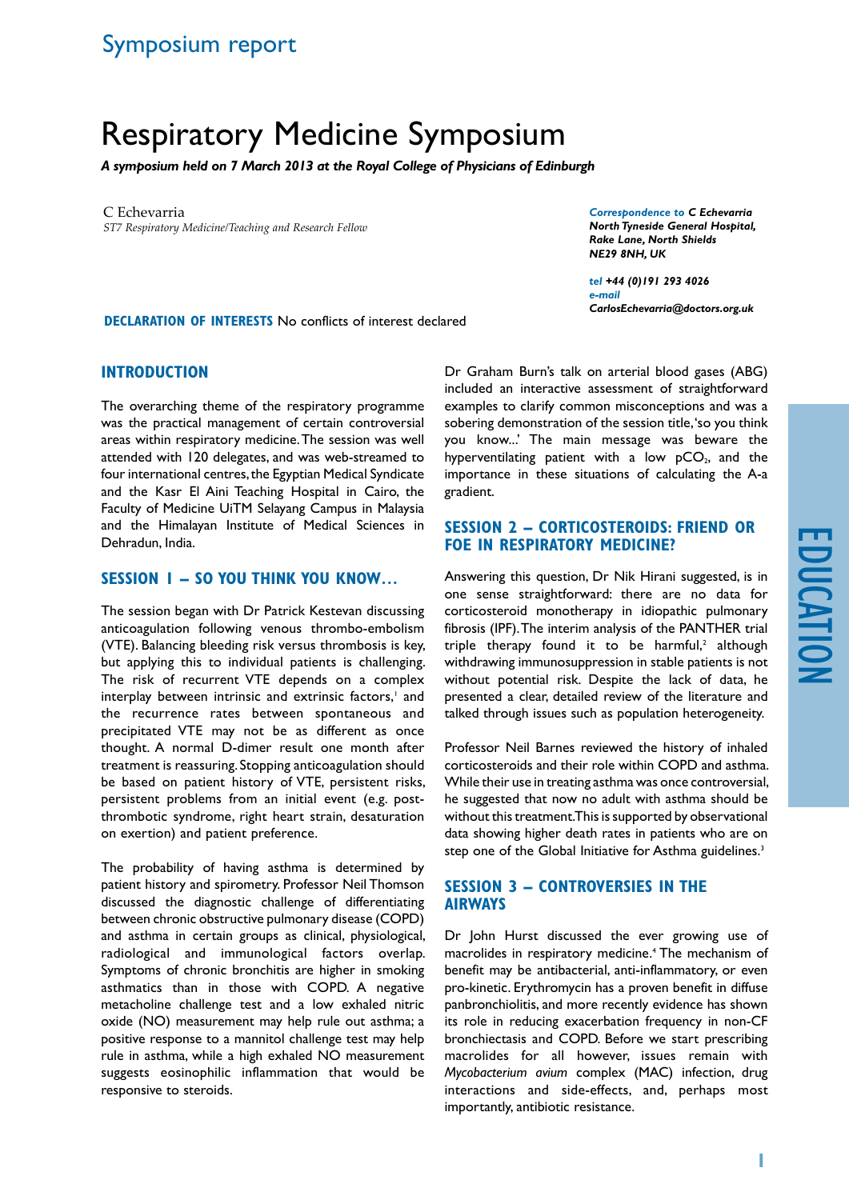Symposium report

# Respiratory Medicine Symposium

***A symposium held on 7 March 2013 at the Royal College of Physicians of Edinburgh***

C Echevarria

*ST7 Respiratory Medicine/Teaching and Research Fellow*

***Correspondence to** C Echevarria*
***North Tyneside General Hospital, Rake Lane, North Shields NE29 8NH, UK***

***tel** +44 (0)191 293 4026*
***e-mail** CarlosEchevarria@doctors.org.uk*

**DECLARATION OF INTERESTS** No conflicts of interest declared

## INTRODUCTION

The overarching theme of the respiratory programme was the practical management of certain controversial areas within respiratory medicine. The session was well attended with 120 delegates, and was web-streamed to four international centres, the Egyptian Medical Syndicate and the Kasr El Aini Teaching Hospital in Cairo, the Faculty of Medicine UiTM Selayang Campus in Malaysia and the Himalayan Institute of Medical Sciences in Dehradun, India.

## SESSION 1 – SO YOU THINK YOU KNOW…

The session began with Dr Patrick Kestevan discussing anticoagulation following venous thrombo-embolism (VTE). Balancing bleeding risk versus thrombosis is key, but applying this to individual patients is challenging. The risk of recurrent VTE depends on a complex interplay between intrinsic and extrinsic factors,[1] and the recurrence rates between spontaneous and precipitated VTE may not be as different as once thought. A normal D-dimer result one month after treatment is reassuring. Stopping anticoagulation should be based on patient history of VTE, persistent risks, persistent problems from an initial event (e.g. post-thrombotic syndrome, right heart strain, desaturation on exertion) and patient preference.

The probability of having asthma is determined by patient history and spirometry. Professor Neil Thomson discussed the diagnostic challenge of differentiating between chronic obstructive pulmonary disease (COPD) and asthma in certain groups as clinical, physiological, radiological and immunological factors overlap. Symptoms of chronic bronchitis are higher in smoking asthmatics than in those with COPD. A negative metacholine challenge test and a low exhaled nitric oxide (NO) measurement may help rule out asthma; a positive response to a mannitol challenge test may help rule in asthma, while a high exhaled NO measurement suggests eosinophilic inflammation that would be responsive to steroids.

Dr Graham Burn's talk on arterial blood gases (ABG) included an interactive assessment of straightforward examples to clarify common misconceptions and was a sobering demonstration of the session title, 'so you think you know...' The main message was beware the hyperventilating patient with a low $pCO_2$, and the importance in these situations of calculating the A-a gradient.

## SESSION 2 – CORTICOSTEROIDS: FRIEND OR FOE IN RESPIRATORY MEDICINE?

Answering this question, Dr Nik Hirani suggested, is in one sense straightforward: there are no data for corticosteroid monotherapy in idiopathic pulmonary fibrosis (IPF). The interim analysis of the PANTHER trial triple therapy found it to be harmful,[2] although withdrawing immunosuppression in stable patients is not without potential risk. Despite the lack of data, he presented a clear, detailed review of the literature and talked through issues such as population heterogeneity.

Professor Neil Barnes reviewed the history of inhaled corticosteroids and their role within COPD and asthma. While their use in treating asthma was once controversial, he suggested that now no adult with asthma should be without this treatment. This is supported by observational data showing higher death rates in patients who are on step one of the Global Initiative for Asthma guidelines.[3]

## SESSION 3 – CONTROVERSIES IN THE AIRWAYS

Dr John Hurst discussed the ever growing use of macrolides in respiratory medicine.[4] The mechanism of benefit may be antibacterial, anti-inflammatory, or even pro-kinetic. Erythromycin has a proven benefit in diffuse panbronchiolitis, and more recently evidence has shown its role in reducing exacerbation frequency in non-CF bronchiectasis and COPD. Before we start prescribing macrolides for all however, issues remain with *Mycobacterium avium* complex (MAC) infection, drug interactions and side-effects, and, perhaps most importantly, antibiotic resistance.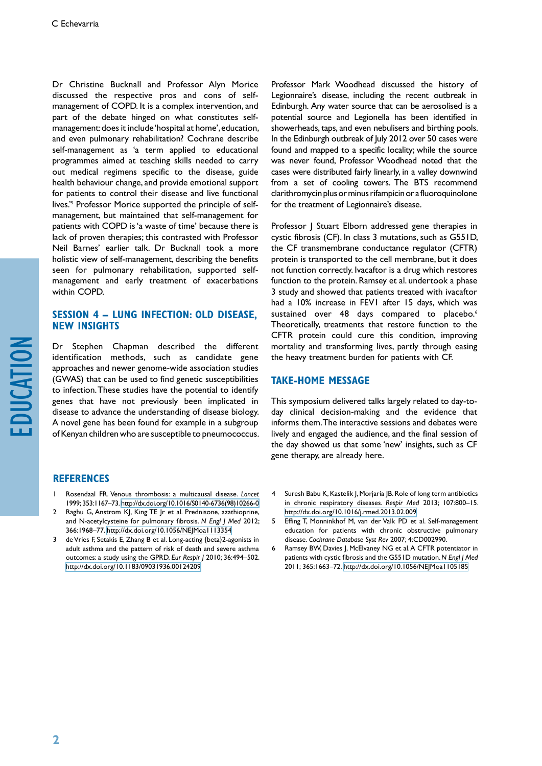Dr Christine Bucknall and Professor Alyn Morice discussed the respective pros and cons of self-management of COPD. It is a complex intervention, and part of the debate hinged on what constitutes self-management: does it include 'hospital at home', education, and even pulmonary rehabilitation? Cochrane describe self-management as 'a term applied to educational programmes aimed at teaching skills needed to carry out medical regimens specific to the disease, guide health behaviour change, and provide emotional support for patients to control their disease and live functional lives.'[5] Professor Morice supported the principle of self-management, but maintained that self-management for patients with COPD is 'a waste of time' because there is lack of proven therapies; this contrasted with Professor Neil Barnes' earlier talk. Dr Bucknall took a more holistic view of self-management, describing the benefits seen for pulmonary rehabilitation, supported self-management and early treatment of exacerbations within COPD.

## SESSION 4 – LUNG INFECTION: OLD DISEASE, NEW INSIGHTS

Dr Stephen Chapman described the different identification methods, such as candidate gene approaches and newer genome-wide association studies (GWAS) that can be used to find genetic susceptibilities to infection. These studies have the potential to identify genes that have not previously been implicated in disease to advance the understanding of disease biology. A novel gene has been found for example in a subgroup of Kenyan children who are susceptible to pneumococcus.

Professor Mark Woodhead discussed the history of Legionnaire's disease, including the recent outbreak in Edinburgh. Any water source that can be aerosolised is a potential source and Legionella has been identified in showerheads, taps, and even nebulisers and birthing pools. In the Edinburgh outbreak of July 2012 over 50 cases were found and mapped to a specific locality; while the source was never found, Professor Woodhead noted that the cases were distributed fairly linearly, in a valley downwind from a set of cooling towers. The BTS recommend clarithromycin plus or minus rifampicin or a fluoroquinolone for the treatment of Legionnaire's disease.

Professor J Stuart Elborn addressed gene therapies in cystic fibrosis (CF). In class 3 mutations, such as G551D, the CF transmembrane conductance regulator (CFTR) protein is transported to the cell membrane, but it does not function correctly. Ivacaftor is a drug which restores function to the protein. Ramsey et al. undertook a phase 3 study and showed that patients treated with ivacaftor had a 10% increase in FEV1 after 15 days, which was sustained over 48 days compared to placebo.[6] Theoretically, treatments that restore function to the CFTR protein could cure this condition, improving mortality and transforming lives, partly through easing the heavy treatment burden for patients with CF.

## TAKE-HOME MESSAGE

This symposium delivered talks largely related to day-to-day clinical decision-making and the evidence that informs them. The interactive sessions and debates were lively and engaged the audience, and the final session of the day showed us that some 'new' insights, such as CF gene therapy, are already here.

## REFERENCES

1. Rosendaal FR. Venous thrombosis: a multicausal disease. *Lancet* 1999; 353:1167–73. http://dx.doi.org/10.1016/S0140-6736(98)10266-0
2. Raghu G, Anstrom KJ, King TE Jr et al. Prednisone, azathioprine, and N-acetylcysteine for pulmonary fibrosis. *N Engl J Med* 2012; 366:1968–77. http://dx.doi.org/10.1056/NEJMoa1113354
3. de Vries F, Setakis E, Zhang B et al. Long-acting {beta}2-agonists in adult asthma and the pattern of risk of death and severe asthma outcomes: a study using the GPRD. *Eur Respir J* 2010; 36:494–502. http://dx.doi.org/10.1183/09031936.00124209
4. Suresh Babu K, Kastelik J, Morjaria JB. Role of long term antibiotics in chronic respiratory diseases. *Respir Med* 2013; 107:800–15. http://dx.doi.org/10.1016/j.rmed.2013.02.009
5. Effing T, Monninkhof M, van der Valk PD et al. Self-management education for patients with chronic obstructive pulmonary disease. *Cochrane Database Syst Rev* 2007; 4:CD002990.
6. Ramsey BW, Davies J, McElvaney NG et al. A CFTR potentiator in patients with cystic fibrosis and the G551D mutation. *N Engl J Med* 2011; 365:1663–72. http://dx.doi.org/10.1056/NEJMoa1105185